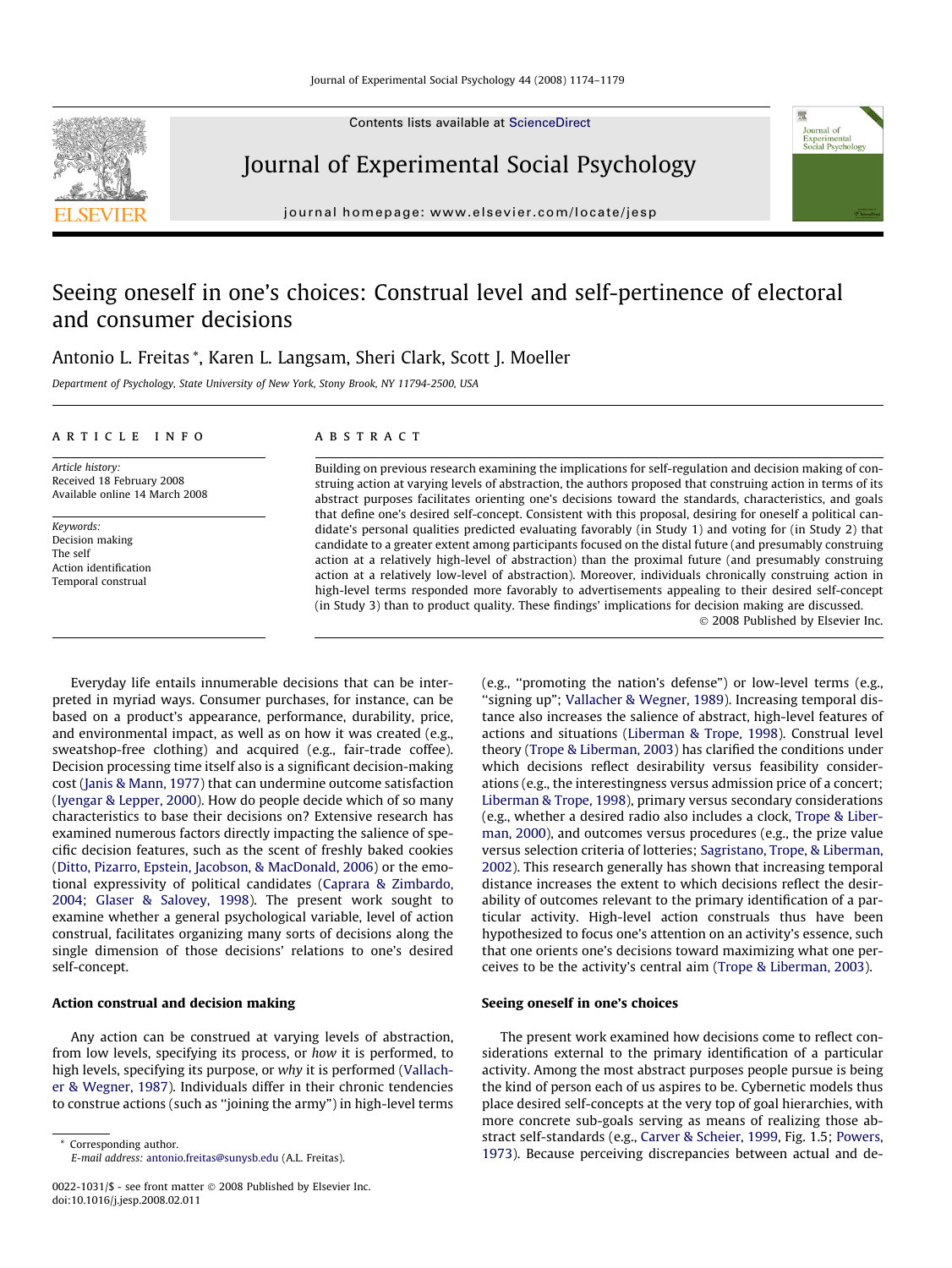# Seeing oneself in one's choices: Construal level and self-pertinence of electoral and consumer decisions

Antonio L. Freitas *, Karen L. Langsam, Sheri Clark, Scott J. Moeller

*Department of Psychology, State University of New York, Stony Brook, NY 11794-2500, USA*

**ARTICLE INFO**

*Article history:*
Received 18 February 2008
Available online 14 March 2008

*Keywords:*
Decision making
The self
Action identification
Temporal construal

**ABSTRACT**

Building on previous research examining the implications for self-regulation and decision making of construing action at varying levels of abstraction, the authors proposed that construing action in terms of its abstract purposes facilitates orienting one's decisions toward the standards, characteristics, and goals that define one's desired self-concept. Consistent with this proposal, desiring for oneself a political candidate's personal qualities predicted evaluating favorably (in Study 1) and voting for (in Study 2) that candidate to a greater extent among participants focused on the distal future (and presumably construing action at a relatively high-level of abstraction) than the proximal future (and presumably construing action at a relatively low-level of abstraction). Moreover, individuals chronically construing action in high-level terms responded more favorably to advertisements appealing to their desired self-concept (in Study 3) than to product quality. These findings' implications for decision making are discussed.

© 2008 Published by Elsevier Inc.

Everyday life entails innumerable decisions that can be interpreted in myriad ways. Consumer purchases, for instance, can be based on a product's appearance, performance, durability, price, and environmental impact, as well as on how it was created (e.g., sweatshop-free clothing) and acquired (e.g., fair-trade coffee). Decision processing time itself also is a significant decision-making cost (Janis & Mann, 1977) that can undermine outcome satisfaction (Iyengar & Lepper, 2000). How do people decide which of so many characteristics to base their decisions on? Extensive research has examined numerous factors directly impacting the salience of specific decision features, such as the scent of freshly baked cookies (Ditto, Pizarro, Epstein, Jacobson, & MacDonald, 2006) or the emotional expressivity of political candidates (Caprara & Zimbardo, 2004; Glaser & Salovey, 1998). The present work sought to examine whether a general psychological variable, level of action construal, facilitates organizing many sorts of decisions along the single dimension of those decisions' relations to one's desired self-concept.

### Action construal and decision making

Any action can be construed at varying levels of abstraction, from low levels, specifying its process, or *how* it is performed, to high levels, specifying its purpose, or *why* it is performed (Vallacher & Wegner, 1987). Individuals differ in their chronic tendencies to construe actions (such as "joining the army") in high-level terms (e.g., "promoting the nation's defense") or low-level terms (e.g., "signing up"; Vallacher & Wegner, 1989). Increasing temporal distance also increases the salience of abstract, high-level features of actions and situations (Liberman & Trope, 1998). Construal level theory (Trope & Liberman, 2003) has clarified the conditions under which decisions reflect desirability versus feasibility considerations (e.g., the interestingness versus admission price of a concert; Liberman & Trope, 1998), primary versus secondary considerations (e.g., whether a desired radio also includes a clock, Trope & Liberman, 2000), and outcomes versus procedures (e.g., the prize value versus selection criteria of lotteries; Sagristano, Trope, & Liberman, 2002). This research generally has shown that increasing temporal distance increases the extent to which decisions reflect the desirability of outcomes relevant to the primary identification of a particular activity. High-level action construals thus have been hypothesized to focus one's attention on an activity's essence, such that one orients one's decisions toward maximizing what one perceives to be the activity's central aim (Trope & Liberman, 2003).

### Seeing oneself in one's choices

The present work examined how decisions come to reflect considerations external to the primary identification of a particular activity. Among the most abstract purposes people pursue is being the kind of person each of us aspires to be. Cybernetic models thus place desired self-concepts at the very top of goal hierarchies, with more concrete sub-goals serving as means of realizing those abstract self-standards (e.g., Carver & Scheier, 1999, Fig. 1.5; Powers, 1973). Because perceiving discrepancies between actual and de-

\* Corresponding author.
*E-mail address:* antonio.freitas@sunysb.edu (A.L. Freitas).

0022-1031/$ - see front matter © 2008 Published by Elsevier Inc.
doi:10.1016/j.jesp.2008.02.011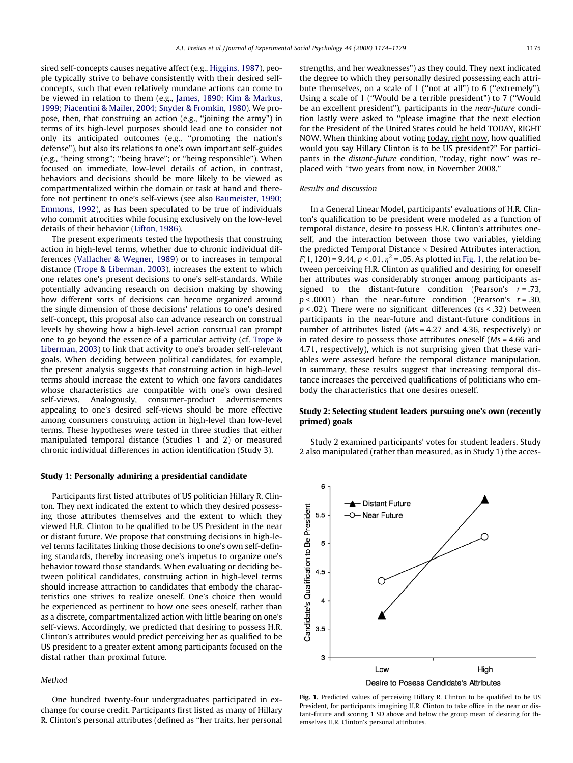sired self-concepts causes negative affect (e.g., Higgins, 1987), people typically strive to behave consistently with their desired self-concepts, such that even relatively mundane actions can come to be viewed in relation to them (e.g., James, 1890; Kim & Markus, 1999; Piacentini & Mailer, 2004; Snyder & Fromkin, 1980). We propose, then, that construing an action (e.g., "joining the army") in terms of its high-level purposes should lead one to consider not only its anticipated outcomes (e.g., "promoting the nation's defense"), but also its relations to one's own important self-guides (e.g., "being strong"; "being brave"; or "being responsible"). When focused on immediate, low-level details of action, in contrast, behaviors and decisions should be more likely to be viewed as compartmentalized within the domain or task at hand and therefore not pertinent to one's self-views (see also Baumeister, 1990; Emmons, 1992), as has been speculated to be true of individuals who commit atrocities while focusing exclusively on the low-level details of their behavior (Lifton, 1986).

The present experiments tested the hypothesis that construing action in high-level terms, whether due to chronic individual differences (Vallacher & Wegner, 1989) or to increases in temporal distance (Trope & Liberman, 2003), increases the extent to which one relates one's present decisions to one's self-standards. While potentially advancing research on decision making by showing how different sorts of decisions can become organized around the single dimension of those decisions' relations to one's desired self-concept, this proposal also can advance research on construal levels by showing how a high-level action construal can prompt one to go beyond the essence of a particular activity (cf. Trope & Liberman, 2003) to link that activity to one's broader self-relevant goals. When deciding between political candidates, for example, the present analysis suggests that construing action in high-level terms should increase the extent to which one favors candidates whose characteristics are compatible with one's own desired self-views. Analogously, consumer-product advertisements appealing to one's desired self-views should be more effective among consumers construing action in high-level than low-level terms. These hypotheses were tested in three studies that either manipulated temporal distance (Studies 1 and 2) or measured chronic individual differences in action identification (Study 3).

## Study 1: Personally admiring a presidential candidate

Participants first listed attributes of US politician Hillary R. Clinton. They next indicated the extent to which they desired possessing those attributes themselves and the extent to which they viewed H.R. Clinton to be qualified to be US President in the near or distant future. We propose that construing decisions in high-level terms facilitates linking those decisions to one's own self-defining standards, thereby increasing one's impetus to organize one's behavior toward those standards. When evaluating or deciding between political candidates, construing action in high-level terms should increase attraction to candidates that embody the characteristics one strives to realize oneself. One's choice then would be experienced as pertinent to how one sees oneself, rather than as a discrete, compartmentalized action with little bearing on one's self-views. Accordingly, we predicted that desiring to possess H.R. Clinton's attributes would predict perceiving her as qualified to be US president to a greater extent among participants focused on the distal rather than proximal future.

### Method

One hundred twenty-four undergraduates participated in exchange for course credit. Participants first listed as many of Hillary R. Clinton's personal attributes (defined as "her traits, her personal strengths, and her weaknesses") as they could. They next indicated the degree to which they personally desired possessing each attribute themselves, on a scale of 1 ("not at all") to 6 ("extremely"). Using a scale of 1 ("Would be a terrible president") to 7 ("Would be an excellent president"), participants in the *near-future* condition lastly were asked to "please imagine that the next election for the President of the United States could be held TODAY, RIGHT NOW. When thinking about voting today, right now, how qualified would you say Hillary Clinton is to be US president?" For participants in the *distant-future* condition, "today, right now" was replaced with "two years from now, in November 2008."

### Results and discussion

In a General Linear Model, participants' evaluations of H.R. Clinton's qualification to be president were modeled as a function of temporal distance, desire to possess H.R. Clinton's attributes oneself, and the interaction between those two variables, yielding the predicted Temporal Distance × Desired Attributes interaction, $F(1,120) = 9.44$, $p < .01$, $\eta^2 = .05$. As plotted in Fig. 1, the relation between perceiving H.R. Clinton as qualified and desiring for oneself her attributes was considerably stronger among participants assigned to the distant-future condition (Pearson's $r = .73$, $p < .0001$) than the near-future condition (Pearson's $r = .30$, $p < .02$). There were no significant differences ($ts < .32$) between participants in the near-future and distant-future conditions in number of attributes listed ($Ms = 4.27$ and $4.36$, respectively) or in rated desire to possess those attributes oneself ($Ms = 4.66$ and $4.71$, respectively), which is not surprising given that these variables were assessed before the temporal distance manipulation. In summary, these results suggest that increasing temporal distance increases the perceived qualifications of politicians who embody the characteristics that one desires oneself.

## Study 2: Selecting student leaders pursuing one's own (recently primed) goals

Study 2 examined participants' votes for student leaders. Study 2 also manipulated (rather than measured, as in Study 1) the acces-

**Fig. 1.** Predicted values of perceiving Hillary R. Clinton to be qualified to be US President, for participants imagining H.R. Clinton to take office in the near or distant-future and scoring 1 SD above and below the group mean of desiring for themselves H.R. Clinton's personal attributes.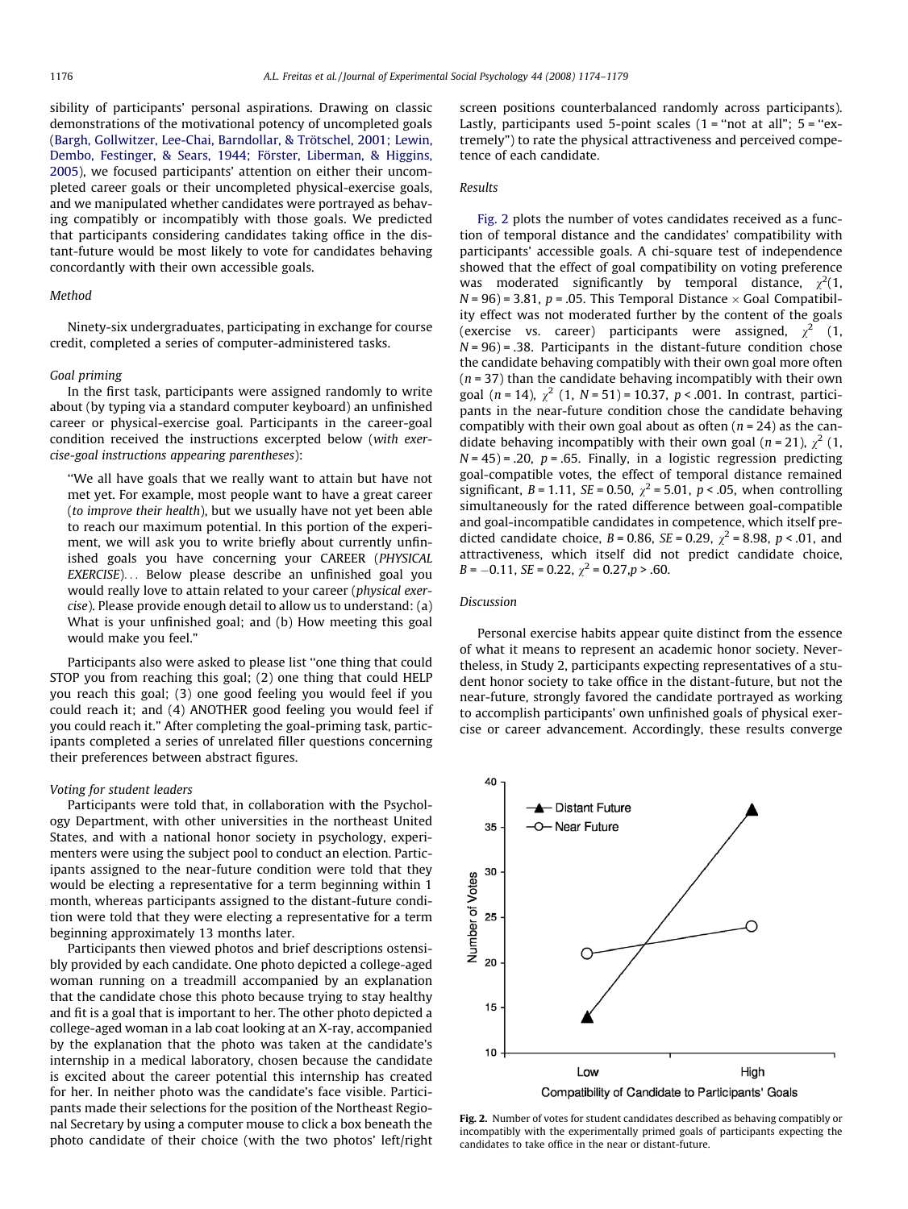sibility of participants' personal aspirations. Drawing on classic demonstrations of the motivational potency of uncompleted goals (Bargh, Gollwitzer, Lee-Chai, Barndollar, & Trötschel, 2001; Lewin, Dembo, Festinger, & Sears, 1944; Förster, Liberman, & Higgins, 2005), we focused participants' attention on either their uncompleted career goals or their uncompleted physical-exercise goals, and we manipulated whether candidates were portrayed as behaving compatibly or incompatibly with those goals. We predicted that participants considering candidates taking office in the distant-future would be most likely to vote for candidates behaving concordantly with their own accessible goals.

## Method

Ninety-six undergraduates, participating in exchange for course credit, completed a series of computer-administered tasks.

### Goal priming

In the first task, participants were assigned randomly to write about (by typing via a standard computer keyboard) an unfinished career or physical-exercise goal. Participants in the career-goal condition received the instructions excerpted below (*with exercise-goal instructions appearing parentheses*):

> "We all have goals that we really want to attain but have not met yet. For example, most people want to have a great career (*to improve their health*), but we usually have not yet been able to reach our maximum potential. In this portion of the experiment, we will ask you to write briefly about currently unfinished goals you have concerning your CAREER (*PHYSICAL EXERCISE*)... Below please describe an unfinished goal you would really love to attain related to your career (*physical exercise*). Please provide enough detail to allow us to understand: (a) What is your unfinished goal; and (b) How meeting this goal would make you feel."

Participants also were asked to please list "one thing that could STOP you from reaching this goal; (2) one thing that could HELP you reach this goal; (3) one good feeling you would feel if you could reach it; and (4) ANOTHER good feeling you would feel if you could reach it." After completing the goal-priming task, participants completed a series of unrelated filler questions concerning their preferences between abstract figures.

### Voting for student leaders

Participants were told that, in collaboration with the Psychology Department, with other universities in the northeast United States, and with a national honor society in psychology, experimenters were using the subject pool to conduct an election. Participants assigned to the near-future condition were told that they would be electing a representative for a term beginning within 1 month, whereas participants assigned to the distant-future condition were told that they were electing a representative for a term beginning approximately 13 months later.

Participants then viewed photos and brief descriptions ostensibly provided by each candidate. One photo depicted a college-aged woman running on a treadmill accompanied by an explanation that the candidate chose this photo because trying to stay healthy and fit is a goal that is important to her. The other photo depicted a college-aged woman in a lab coat looking at an X-ray, accompanied by the explanation that the photo was taken at the candidate's internship in a medical laboratory, chosen because the candidate is excited about the career potential this internship has created for her. In neither photo was the candidate's face visible. Participants made their selections for the position of the Northeast Regional Secretary by using a computer mouse to click a box beneath the photo candidate of their choice (with the two photos' left/right screen positions counterbalanced randomly across participants). Lastly, participants used 5-point scales (1 = "not at all"; 5 = "extremely") to rate the physical attractiveness and perceived competence of each candidate.

## Results

Fig. 2 plots the number of votes candidates received as a function of temporal distance and the candidates' compatibility with participants' accessible goals. A chi-square test of independence showed that the effect of goal compatibility on voting preference was moderated significantly by temporal distance, $\chi^2(1, N = 96) = 3.81$, $p = .05$. This Temporal Distance × Goal Compatibility effect was not moderated further by the content of the goals (exercise vs. career) participants were assigned, $\chi^2$ $(1, N = 96) = .38$. Participants in the distant-future condition chose the candidate behaving compatibly with their own goal more often ($n = 37$) than the candidate behaving incompatibly with their own goal ($n = 14$), $\chi^2$ $(1, N = 51) = 10.37$, $p < .001$. In contrast, participants in the near-future condition chose the candidate behaving compatibly with their own goal about as often ($n = 24$) as the candidate behaving incompatibly with their own goal ($n = 21$), $\chi^2$ $(1, N = 45) = .20$, $p = .65$. Finally, in a logistic regression predicting goal-compatible votes, the effect of temporal distance remained significant, $B = 1.11$, $SE = 0.50$, $\chi^2 = 5.01$, $p < .05$, when controlling simultaneously for the rated difference between goal-compatible and goal-incompatible candidates in competence, which itself predicted candidate choice, $B = 0.86$, $SE = 0.29$, $\chi^2 = 8.98$, $p < .01$, and attractiveness, which itself did not predict candidate choice, $B = -0.11$, $SE = 0.22$, $\chi^2 = 0.27, p > .60$.

## Discussion

Personal exercise habits appear quite distinct from the essence of what it means to represent an academic honor society. Nevertheless, in Study 2, participants expecting representatives of a student honor society to take office in the distant-future, but not the near-future, strongly favored the candidate portrayed as working to accomplish participants' own unfinished goals of physical exercise or career advancement. Accordingly, these results converge

Distant Future
Near Future
Number of Votes
40
35
30
25
20
15
10
Low
High
Compatibility of Candidate to Participants' Goals

**Fig. 2.** Number of votes for student candidates described as behaving compatibly or incompatibly with the experimentally primed goals of participants expecting the candidates to take office in the near or distant-future.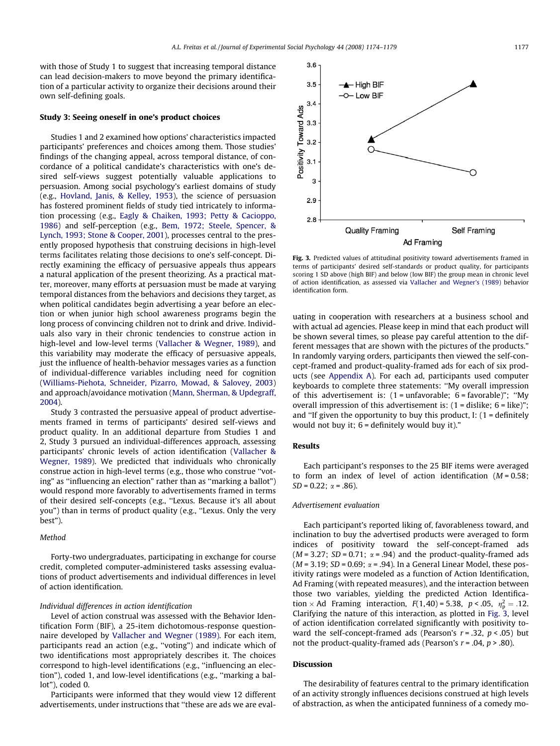with those of Study 1 to suggest that increasing temporal distance can lead decision-makers to move beyond the primary identification of a particular activity to organize their decisions around their own self-defining goals.

## Study 3: Seeing oneself in one's product choices

Studies 1 and 2 examined how options' characteristics impacted participants' preferences and choices among them. Those studies' findings of the changing appeal, across temporal distance, of concordance of a political candidate's characteristics with one's desired self-views suggest potentially valuable applications to persuasion. Among social psychology's earliest domains of study (e.g., Hovland, Janis, & Kelley, 1953), the science of persuasion has fostered prominent fields of study tied intricately to information processing (e.g., Eagly & Chaiken, 1993; Petty & Cacioppo, 1986) and self-perception (e.g., Bem, 1972; Steele, Spencer, & Lynch, 1993; Stone & Cooper, 2001), processes central to the presently proposed hypothesis that construing decisions in high-level terms facilitates relating those decisions to one's self-concept. Directly examining the efficacy of persuasive appeals thus appears a natural application of the present theorizing. As a practical matter, moreover, many efforts at persuasion must be made at varying temporal distances from the behaviors and decisions they target, as when political candidates begin advertising a year before an election or when junior high school awareness programs begin the long process of convincing children not to drink and drive. Individuals also vary in their chronic tendencies to construe action in high-level and low-level terms (Vallacher & Wegner, 1989), and this variability may moderate the efficacy of persuasive appeals, just the influence of health-behavior messages varies as a function of individual-difference variables including need for cognition (Williams-Piehota, Schneider, Pizarro, Mowad, & Salovey, 2003) and approach/avoidance motivation (Mann, Sherman, & Updegraff, 2004).

Study 3 contrasted the persuasive appeal of product advertisements framed in terms of participants' desired self-views and product quality. In an additional departure from Studies 1 and 2, Study 3 pursued an individual-differences approach, assessing participants' chronic levels of action identification (Vallacher & Wegner, 1989). We predicted that individuals who chronically construe action in high-level terms (e.g., those who construe "voting" as "influencing an election" rather than as "marking a ballot") would respond more favorably to advertisements framed in terms of their desired self-concepts (e.g., "Lexus. Because it's all about you") than in terms of product quality (e.g., "Lexus. Only the very best").

### *Method*

Forty-two undergraduates, participating in exchange for course credit, completed computer-administered tasks assessing evaluations of product advertisements and individual differences in level of action identification.

#### *Individual differences in action identification*

Level of action construal was assessed with the Behavior Identification Form (BIF), a 25-item dichotomous-response questionnaire developed by Vallacher and Wegner (1989). For each item, participants read an action (e.g., "voting") and indicate which of two identifications most appropriately describes it. The choices correspond to high-level identifications (e.g., "influencing an election"), coded 1, and low-level identifications (e.g., "marking a ballot"), coded 0.

Participants were informed that they would view 12 different advertisements, under instructions that "these are ads we are evaluating in cooperation with researchers at a business school and with actual ad agencies. Please keep in mind that each product will be shown several times, so please pay careful attention to the different messages that are shown with the pictures of the products." In randomly varying orders, participants then viewed the self-concept-framed and product-quality-framed ads for each of six products (see Appendix A). For each ad, participants used computer keyboards to complete three statements: "My overall impression of this advertisement is: (1 = unfavorable; 6 = favorable)"; "My overall impression of this advertisement is: (1 = dislike; 6 = like)"; and "If given the opportunity to buy this product, I: (1 = definitely would not buy it; 6 = definitely would buy it)."

Fig. 3. Predicted values of attitudinal positivity toward advertisements framed in terms of participants' desired self-standards or product quality, for participants scoring 1 SD above (high BIF) and below (low BIF) the group mean in chronic level of action identification, as assessed via Vallacher and Wegner's (1989) behavior identification form.

### Results

Each participant's responses to the 25 BIF items were averaged to form an index of level of action identification ($M = 0.58$; $SD = 0.22$; $\alpha = .86$).

#### *Advertisement evaluation*

Each participant's reported liking of, favorableness toward, and inclination to buy the advertised products were averaged to form indices of positivity toward the self-concept-framed ads ($M = 3.27$; $SD = 0.71$; $\alpha = .94$) and the product-quality-framed ads ($M = 3.19$; $SD = 0.69$; $\alpha = .94$). In a General Linear Model, these positivity ratings were modeled as a function of Action Identification, Ad Framing (with repeated measures), and the interaction between those two variables, yielding the predicted Action Identification × Ad Framing interaction, $F(1,40) = 5.38$, $p < .05$, $\eta_p^2 = .12$. Clarifying the nature of this interaction, as plotted in Fig. 3, level of action identification correlated significantly with positivity toward the self-concept-framed ads (Pearson's $r = .32$, $p < .05$) but not the product-quality-framed ads (Pearson's $r = .04$, $p > .80$).

### Discussion

The desirability of features central to the primary identification of an activity strongly influences decisions construed at high levels of abstraction, as when the anticipated funniness of a comedy mo-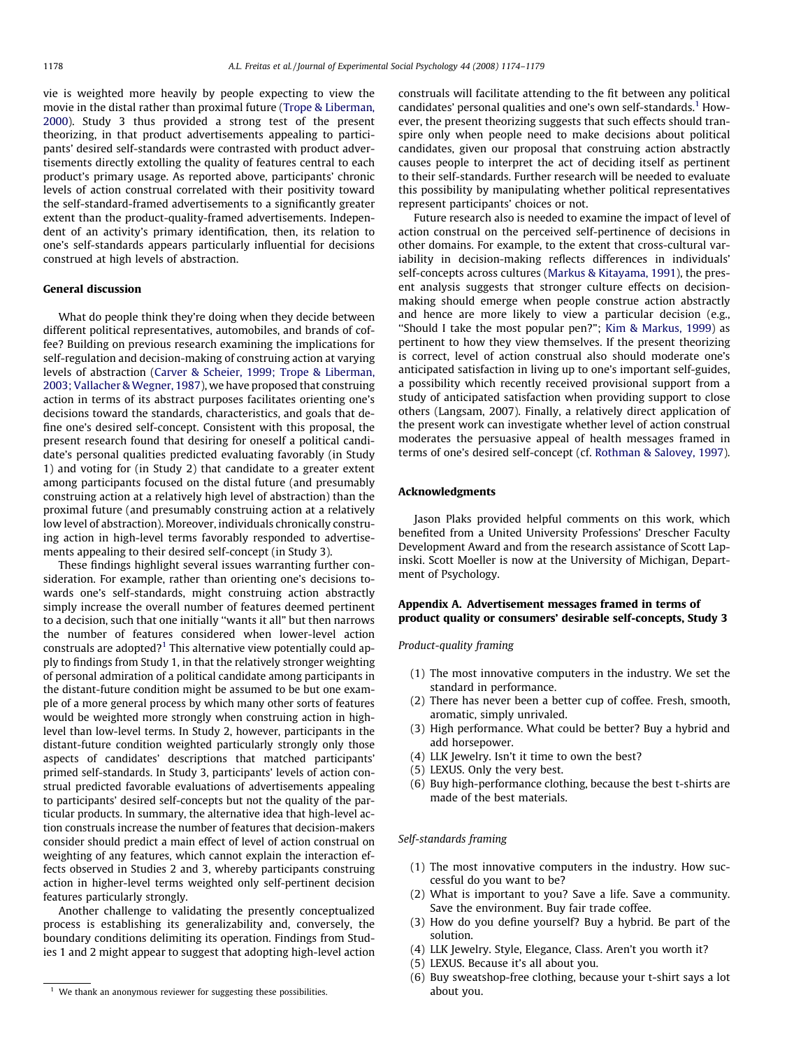vie is weighted more heavily by people expecting to view the movie in the distal rather than proximal future (Trope & Liberman, 2000). Study 3 thus provided a strong test of the present theorizing, in that product advertisements appealing to participants' desired self-standards were contrasted with product advertisements directly extolling the quality of features central to each product's primary usage. As reported above, participants' chronic levels of action construal correlated with their positivity toward the self-standard-framed advertisements to a significantly greater extent than the product-quality-framed advertisements. Independent of an activity's primary identification, then, its relation to one's self-standards appears particularly influential for decisions construed at high levels of abstraction.

## General discussion

What do people think they're doing when they decide between different political representatives, automobiles, and brands of coffee? Building on previous research examining the implications for self-regulation and decision-making of construing action at varying levels of abstraction (Carver & Scheier, 1999; Trope & Liberman, 2003; Vallacher & Wegner, 1987), we have proposed that construing action in terms of its abstract purposes facilitates orienting one's decisions toward the standards, characteristics, and goals that define one's desired self-concept. Consistent with this proposal, the present research found that desiring for oneself a political candidate's personal qualities predicted evaluating favorably (in Study 1) and voting for (in Study 2) that candidate to a greater extent among participants focused on the distal future (and presumably construing action at a relatively high level of abstraction) than the proximal future (and presumably construing action at a relatively low level of abstraction). Moreover, individuals chronically construing action in high-level terms favorably responded to advertisements appealing to their desired self-concept (in Study 3).

These findings highlight several issues warranting further consideration. For example, rather than orienting one's decisions towards one's self-standards, might construing action abstractly simply increase the overall number of features deemed pertinent to a decision, such that one initially "wants it all" but then narrows the number of features considered when lower-level action construals are adopted?[1] This alternative view potentially could apply to findings from Study 1, in that the relatively stronger weighting of personal admiration of a political candidate among participants in the distant-future condition might be assumed to be but one example of a more general process by which many other sorts of features would be weighted more strongly when construing action in high-level than low-level terms. In Study 2, however, participants in the distant-future condition weighted particularly strongly only those aspects of candidates' descriptions that matched participants' primed self-standards. In Study 3, participants' levels of action construal predicted favorable evaluations of advertisements appealing to participants' desired self-concepts but not the quality of the particular products. In summary, the alternative idea that high-level action construals increase the number of features that decision-makers consider should predict a main effect of level of action construal on weighting of any features, which cannot explain the interaction effects observed in Studies 2 and 3, whereby participants construing action in higher-level terms weighted only self-pertinent decision features particularly strongly.

Another challenge to validating the presently conceptualized process is establishing its generalizability and, conversely, the boundary conditions delimiting its operation. Findings from Studies 1 and 2 might appear to suggest that adopting high-level action construals will facilitate attending to the fit between any political candidates' personal qualities and one's own self-standards.[1] However, the present theorizing suggests that such effects should transpire only when people need to make decisions about political candidates, given our proposal that construing action abstractly causes people to interpret the act of deciding itself as pertinent to their self-standards. Further research will be needed to evaluate this possibility by manipulating whether political representatives represent participants' choices or not.

Future research also is needed to examine the impact of level of action construal on the perceived self-pertinence of decisions in other domains. For example, to the extent that cross-cultural variability in decision-making reflects differences in individuals' self-concepts across cultures (Markus & Kitayama, 1991), the present analysis suggests that stronger culture effects on decision-making should emerge when people construe action abstractly and hence are more likely to view a particular decision (e.g., "Should I take the most popular pen?"; Kim & Markus, 1999) as pertinent to how they view themselves. If the present theorizing is correct, level of action construal also should moderate one's anticipated satisfaction in living up to one's important self-guides, a possibility which recently received provisional support from a study of anticipated satisfaction when providing support to close others (Langsam, 2007). Finally, a relatively direct application of the present work can investigate whether level of action construal moderates the persuasive appeal of health messages framed in terms of one's desired self-concept (cf. Rothman & Salovey, 1997).

## Acknowledgments

Jason Plaks provided helpful comments on this work, which benefited from a United University Professions' Drescher Faculty Development Award and from the research assistance of Scott Lapinski. Scott Moeller is now at the University of Michigan, Department of Psychology.

## Appendix A. Advertisement messages framed in terms of product quality or consumers' desirable self-concepts, Study 3

*Product-quality framing*

(1) The most innovative computers in the industry. We set the standard in performance.
(2) There has never been a better cup of coffee. Fresh, smooth, aromatic, simply unrivaled.
(3) High performance. What could be better? Buy a hybrid and add horsepower.
(4) LLK Jewelry. Isn't it time to own the best?
(5) LEXUS. Only the very best.
(6) Buy high-performance clothing, because the best t-shirts are made of the best materials.

*Self-standards framing*

(1) The most innovative computers in the industry. How successful do you want to be?
(2) What is important to you? Save a life. Save a community. Save the environment. Buy fair trade coffee.
(3) How do you define yourself? Buy a hybrid. Be part of the solution.
(4) LLK Jewelry. Style, Elegance, Class. Aren't you worth it?
(5) LEXUS. Because it's all about you.
(6) Buy sweatshop-free clothing, because your t-shirt says a lot about you.

[1] We thank an anonymous reviewer for suggesting these possibilities.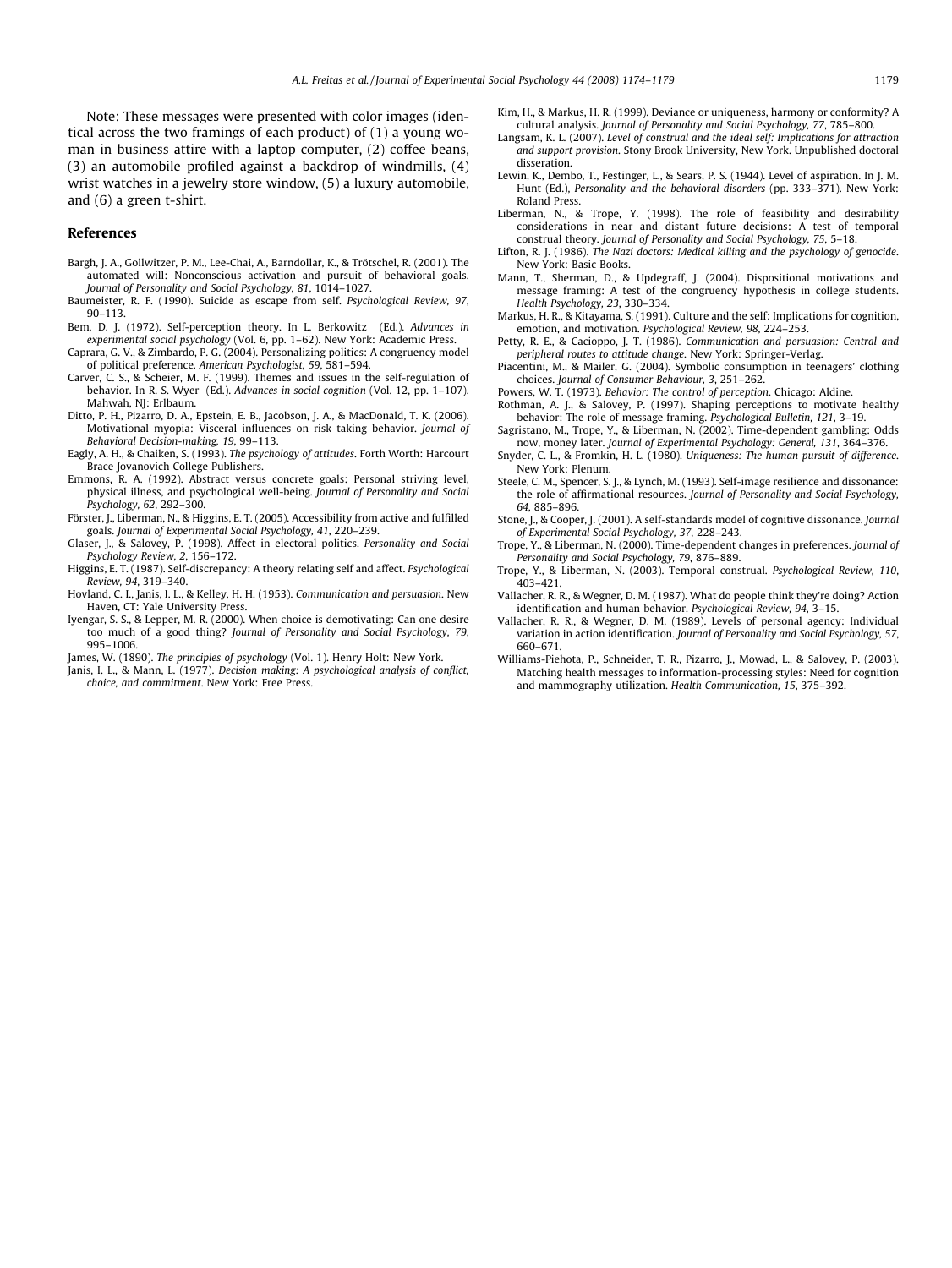Note: These messages were presented with color images (identical across the two framings of each product) of (1) a young woman in business attire with a laptop computer, (2) coffee beans, (3) an automobile profiled against a backdrop of windmills, (4) wrist watches in a jewelry store window, (5) a luxury automobile, and (6) a green t-shirt.

## References

Bargh, J. A., Gollwitzer, P. M., Lee-Chai, A., Barndollar, K., & Trötschel, R. (2001). The automated will: Nonconscious activation and pursuit of behavioral goals. *Journal of Personality and Social Psychology, 81*, 1014–1027.

Baumeister, R. F. (1990). Suicide as escape from self. *Psychological Review, 97*, 90–113.

Bem, D. J. (1972). Self-perception theory. In L. Berkowitz (Ed.). *Advances in experimental social psychology* (Vol. 6, pp. 1–62). New York: Academic Press.

Caprara, G. V., & Zimbardo, P. G. (2004). Personalizing politics: A congruency model of political preference. *American Psychologist, 59*, 581–594.

Carver, C. S., & Scheier, M. F. (1999). Themes and issues in the self-regulation of behavior. In R. S. Wyer (Ed.). *Advances in social cognition* (Vol. 12, pp. 1–107). Mahwah, NJ: Erlbaum.

Ditto, P. H., Pizarro, D. A., Epstein, E. B., Jacobson, J. A., & MacDonald, T. K. (2006). Motivational myopia: Visceral influences on risk taking behavior. *Journal of Behavioral Decision-making, 19*, 99–113.

Eagly, A. H., & Chaiken, S. (1993). *The psychology of attitudes*. Forth Worth: Harcourt Brace Jovanovich College Publishers.

Emmons, R. A. (1992). Abstract versus concrete goals: Personal striving level, physical illness, and psychological well-being. *Journal of Personality and Social Psychology, 62*, 292–300.

Förster, J., Liberman, N., & Higgins, E. T. (2005). Accessibility from active and fulfilled goals. *Journal of Experimental Social Psychology, 41*, 220–239.

Glaser, J., & Salovey, P. (1998). Affect in electoral politics. *Personality and Social Psychology Review, 2*, 156–172.

Higgins, E. T. (1987). Self-discrepancy: A theory relating self and affect. *Psychological Review, 94*, 319–340.

Hovland, C. I., Janis, I. L., & Kelley, H. H. (1953). *Communication and persuasion*. New Haven, CT: Yale University Press.

Iyengar, S. S., & Lepper, M. R. (2000). When choice is demotivating: Can one desire too much of a good thing? *Journal of Personality and Social Psychology, 79*, 995–1006.

James, W. (1890). *The principles of psychology* (Vol. 1). Henry Holt: New York.

Janis, I. L., & Mann, L. (1977). *Decision making: A psychological analysis of conflict, choice, and commitment*. New York: Free Press.

Kim, H., & Markus, H. R. (1999). Deviance or uniqueness, harmony or conformity? A cultural analysis. *Journal of Personality and Social Psychology, 77*, 785–800.

Langsam, K. L. (2007). *Level of construal and the ideal self: Implications for attraction and support provision*. Stony Brook University, New York. Unpublished doctoral disseration.

Lewin, K., Dembo, T., Festinger, L., & Sears, P. S. (1944). Level of aspiration. In J. M. Hunt (Ed.), *Personality and the behavioral disorders* (pp. 333–371). New York: Roland Press.

Liberman, N., & Trope, Y. (1998). The role of feasibility and desirability considerations in near and distant future decisions: A test of temporal construal theory. *Journal of Personality and Social Psychology, 75*, 5–18.

Lifton, R. J. (1986). *The Nazi doctors: Medical killing and the psychology of genocide*. New York: Basic Books.

Mann, T., Sherman, D., & Updegraff, J. (2004). Dispositional motivations and message framing: A test of the congruency hypothesis in college students. *Health Psychology, 23*, 330–334.

Markus, H. R., & Kitayama, S. (1991). Culture and the self: Implications for cognition, emotion, and motivation. *Psychological Review, 98*, 224–253.

Petty, R. E., & Cacioppo, J. T. (1986). *Communication and persuasion: Central and peripheral routes to attitude change*. New York: Springer-Verlag.

Piacentini, M., & Mailer, G. (2004). Symbolic consumption in teenagers' clothing choices. *Journal of Consumer Behaviour, 3*, 251–262.

Powers, W. T. (1973). *Behavior: The control of perception*. Chicago: Aldine.

Rothman, A. J., & Salovey, P. (1997). Shaping perceptions to motivate healthy behavior: The role of message framing. *Psychological Bulletin, 121*, 3–19.

Sagristano, M., Trope, Y., & Liberman, N. (2002). Time-dependent gambling: Odds now, money later. *Journal of Experimental Psychology: General, 131*, 364–376.

Snyder, C. L., & Fromkin, H. L. (1980). *Uniqueness: The human pursuit of difference*. New York: Plenum.

Steele, C. M., Spencer, S. J., & Lynch, M. (1993). Self-image resilience and dissonance: the role of affirmational resources. *Journal of Personality and Social Psychology, 64*, 885–896.

Stone, J., & Cooper, J. (2001). A self-standards model of cognitive dissonance. *Journal of Experimental Social Psychology, 37*, 228–243.

Trope, Y., & Liberman, N. (2000). Time-dependent changes in preferences. *Journal of Personality and Social Psychology, 79*, 876–889.

Trope, Y., & Liberman, N. (2003). Temporal construal. *Psychological Review, 110*, 403–421.

Vallacher, R. R., & Wegner, D. M. (1987). What do people think they're doing? Action identification and human behavior. *Psychological Review, 94*, 3–15.

Vallacher, R. R., & Wegner, D. M. (1989). Levels of personal agency: Individual variation in action identification. *Journal of Personality and Social Psychology, 57*, 660–671.

Williams-Piehota, P., Schneider, T. R., Pizarro, J., Mowad, L., & Salovey, P. (2003). Matching health messages to information-processing styles: Need for cognition and mammography utilization. *Health Communication, 15*, 375–392.